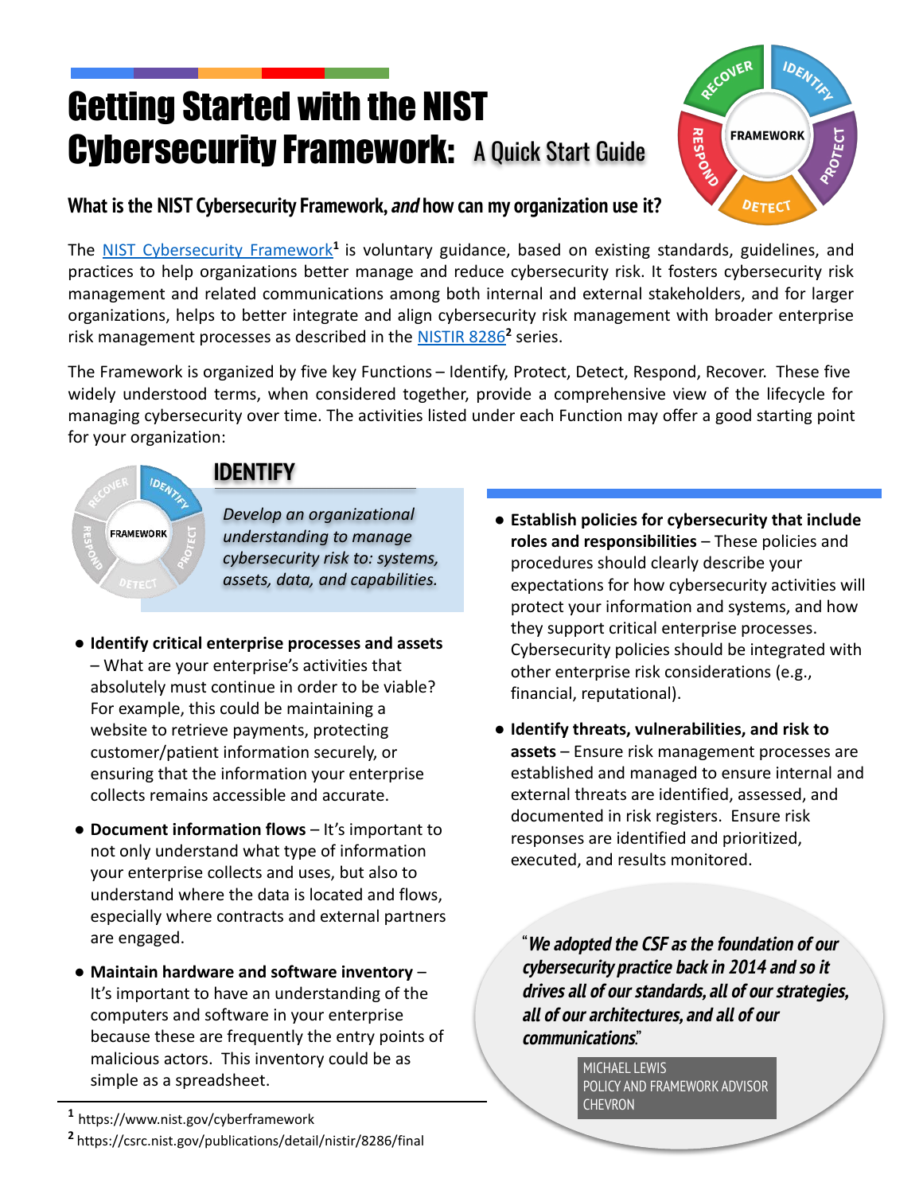# Getting Started with the NIST Cybersecurity Framework: A Quick Start Guide

## What is the NIST Cybersecurity Framework, *and* how can my organization use it?

The NIST Cybersecurity Framework[1] is voluntary guidance, based on existing standards, guidelines, and practices to help organizations better manage and reduce cybersecurity risk. It fosters cybersecurity risk management and related communications among both internal and external stakeholders, and for larger organizations, helps to better integrate and align cybersecurity risk management with broader enterprise risk management processes as described in the NISTIR 8286[2] series.

The Framework is organized by five key Functions – Identify, Protect, Detect, Respond, Recover. These five widely understood terms, when considered together, provide a comprehensive view of the lifecycle for managing cybersecurity over time. The activities listed under each Function may offer a good starting point for your organization:

## IDENTIFY

*Develop an organizational understanding to manage cybersecurity risk to: systems, assets, data, and capabilities.*

- **Identify critical enterprise processes and assets** – What are your enterprise's activities that absolutely must continue in order to be viable? For example, this could be maintaining a website to retrieve payments, protecting customer/patient information securely, or ensuring that the information your enterprise collects remains accessible and accurate.
- **Document information flows** – It's important to not only understand what type of information your enterprise collects and uses, but also to understand where the data is located and flows, especially where contracts and external partners are engaged.
- **Maintain hardware and software inventory** – It's important to have an understanding of the computers and software in your enterprise because these are frequently the entry points of malicious actors. This inventory could be as simple as a spreadsheet.
- **Establish policies for cybersecurity that include roles and responsibilities** – These policies and procedures should clearly describe your expectations for how cybersecurity activities will protect your information and systems, and how they support critical enterprise processes. Cybersecurity policies should be integrated with other enterprise risk considerations (e.g., financial, reputational).
- **Identify threats, vulnerabilities, and risk to assets** – Ensure risk management processes are established and managed to ensure internal and external threats are identified, assessed, and documented in risk registers. Ensure risk responses are identified and prioritized, executed, and results monitored.

"***We adopted the CSF as the foundation of our cybersecurity practice back in 2014 and so it drives all of our standards, all of our strategies, all of our architectures, and all of our communications.***"

MICHAEL LEWIS
POLICY AND FRAMEWORK ADVISOR
CHEVRON

---

[1] https://www.nist.gov/cyberframework

[2] https://csrc.nist.gov/publications/detail/nistir/8286/final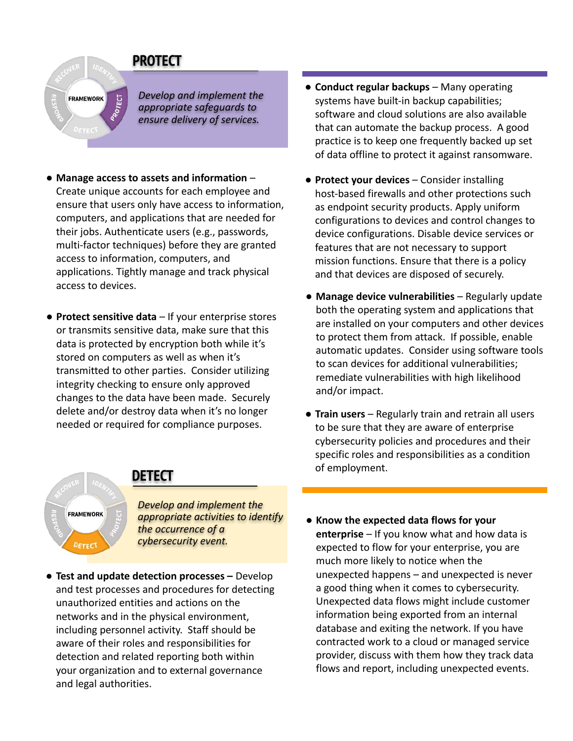## PROTECT

*Develop and implement the appropriate safeguards to ensure delivery of services.*

- **Manage access to assets and information** – Create unique accounts for each employee and ensure that users only have access to information, computers, and applications that are needed for their jobs. Authenticate users (e.g., passwords, multi-factor techniques) before they are granted access to information, computers, and applications. Tightly manage and track physical access to devices.

- **Protect sensitive data** – If your enterprise stores or transmits sensitive data, make sure that this data is protected by encryption both while it's stored on computers as well as when it's transmitted to other parties. Consider utilizing integrity checking to ensure only approved changes to the data have been made. Securely delete and/or destroy data when it's no longer needed or required for compliance purposes.

- **Conduct regular backups** – Many operating systems have built-in backup capabilities; software and cloud solutions are also available that can automate the backup process. A good practice is to keep one frequently backed up set of data offline to protect it against ransomware.

- **Protect your devices** – Consider installing host-based firewalls and other protections such as endpoint security products. Apply uniform configurations to devices and control changes to device configurations. Disable device services or features that are not necessary to support mission functions. Ensure that there is a policy and that devices are disposed of securely.

- **Manage device vulnerabilities** – Regularly update both the operating system and applications that are installed on your computers and other devices to protect them from attack. If possible, enable automatic updates. Consider using software tools to scan devices for additional vulnerabilities; remediate vulnerabilities with high likelihood and/or impact.

- **Train users** – Regularly train and retrain all users to be sure that they are aware of enterprise cybersecurity policies and procedures and their specific roles and responsibilities as a condition of employment.

## DETECT

*Develop and implement the appropriate activities to identify the occurrence of a cybersecurity event.*

- **Test and update detection processes –** Develop and test processes and procedures for detecting unauthorized entities and actions on the networks and in the physical environment, including personnel activity. Staff should be aware of their roles and responsibilities for detection and related reporting both within your organization and to external governance and legal authorities.

- **Know the expected data flows for your enterprise** – If you know what and how data is expected to flow for your enterprise, you are much more likely to notice when the unexpected happens – and unexpected is never a good thing when it comes to cybersecurity. Unexpected data flows might include customer information being exported from an internal database and exiting the network. If you have contracted work to a cloud or managed service provider, discuss with them how they track data flows and report, including unexpected events.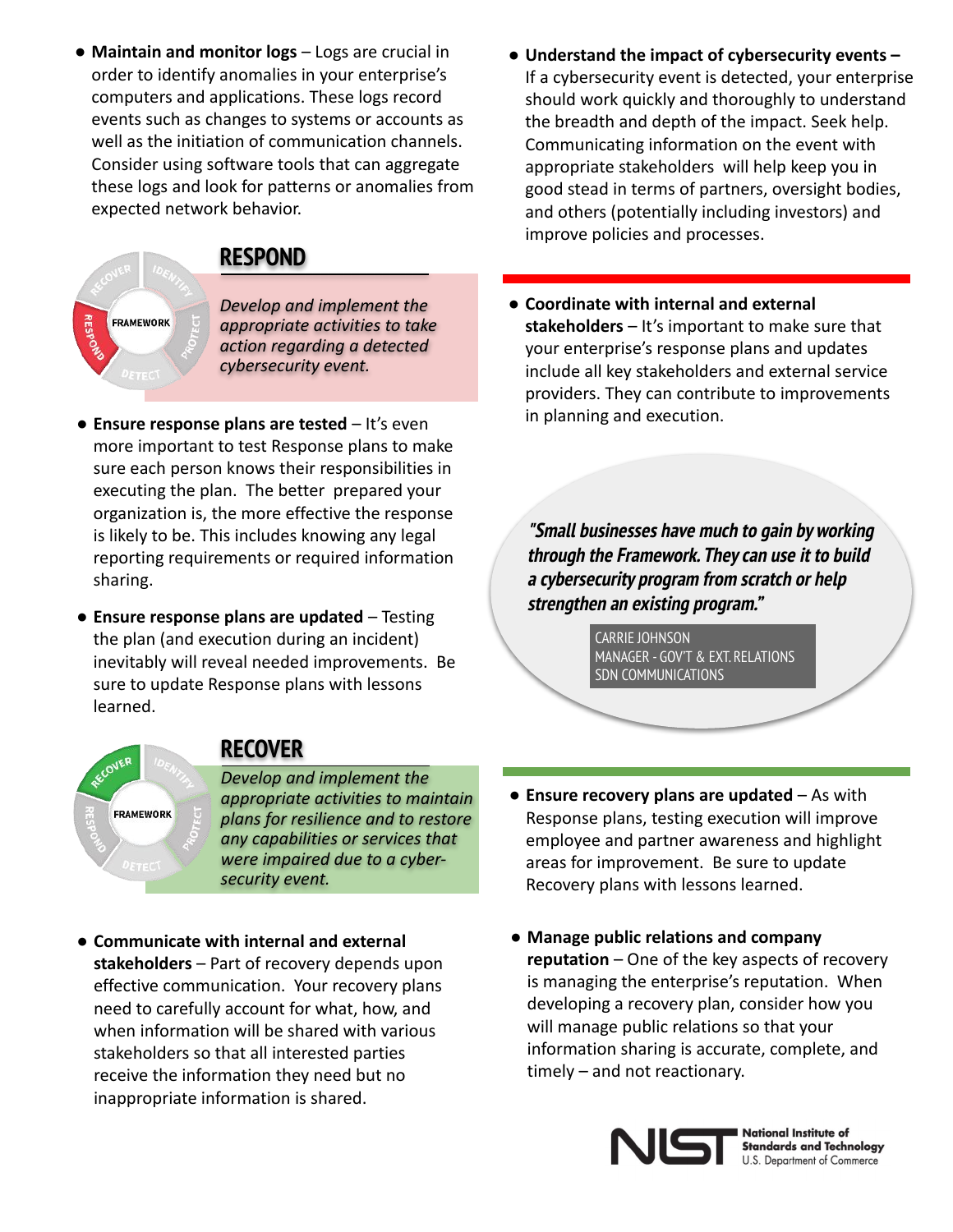- **Maintain and monitor logs** – Logs are crucial in order to identify anomalies in your enterprise's computers and applications. These logs record events such as changes to systems or accounts as well as the initiation of communication channels. Consider using software tools that can aggregate these logs and look for patterns or anomalies from expected network behavior.

- **Understand the impact of cybersecurity events** – If a cybersecurity event is detected, your enterprise should work quickly and thoroughly to understand the breadth and depth of the impact. Seek help. Communicating information on the event with appropriate stakeholders will help keep you in good stead in terms of partners, oversight bodies, and others (potentially including investors) and improve policies and processes.

## RESPOND

*Develop and implement the appropriate activities to take action regarding a detected cybersecurity event.*

- **Ensure response plans are tested** – It's even more important to test Response plans to make sure each person knows their responsibilities in executing the plan. The better prepared your organization is, the more effective the response is likely to be. This includes knowing any legal reporting requirements or required information sharing.

- **Ensure response plans are updated** – Testing the plan (and execution during an incident) inevitably will reveal needed improvements. Be sure to update Response plans with lessons learned.

- **Coordinate with internal and external stakeholders** – It's important to make sure that your enterprise's response plans and updates include all key stakeholders and external service providers. They can contribute to improvements in planning and execution.

*"Small businesses have much to gain by working through the Framework. They can use it to build a cybersecurity program from scratch or help strengthen an existing program."*

CARRIE JOHNSON
MANAGER - GOV'T & EXT. RELATIONS
SDN COMMUNICATIONS

## RECOVER

*Develop and implement the appropriate activities to maintain plans for resilience and to restore any capabilities or services that were impaired due to a cyber-security event.*

- **Communicate with internal and external stakeholders** – Part of recovery depends upon effective communication. Your recovery plans need to carefully account for what, how, and when information will be shared with various stakeholders so that all interested parties receive the information they need but no inappropriate information is shared.

- **Ensure recovery plans are updated** – As with Response plans, testing execution will improve employee and partner awareness and highlight areas for improvement. Be sure to update Recovery plans with lessons learned.

- **Manage public relations and company reputation** – One of the key aspects of recovery is managing the enterprise's reputation. When developing a recovery plan, consider how you will manage public relations so that your information sharing is accurate, complete, and timely – and not reactionary.

NIST National Institute of Standards and Technology U.S. Department of Commerce